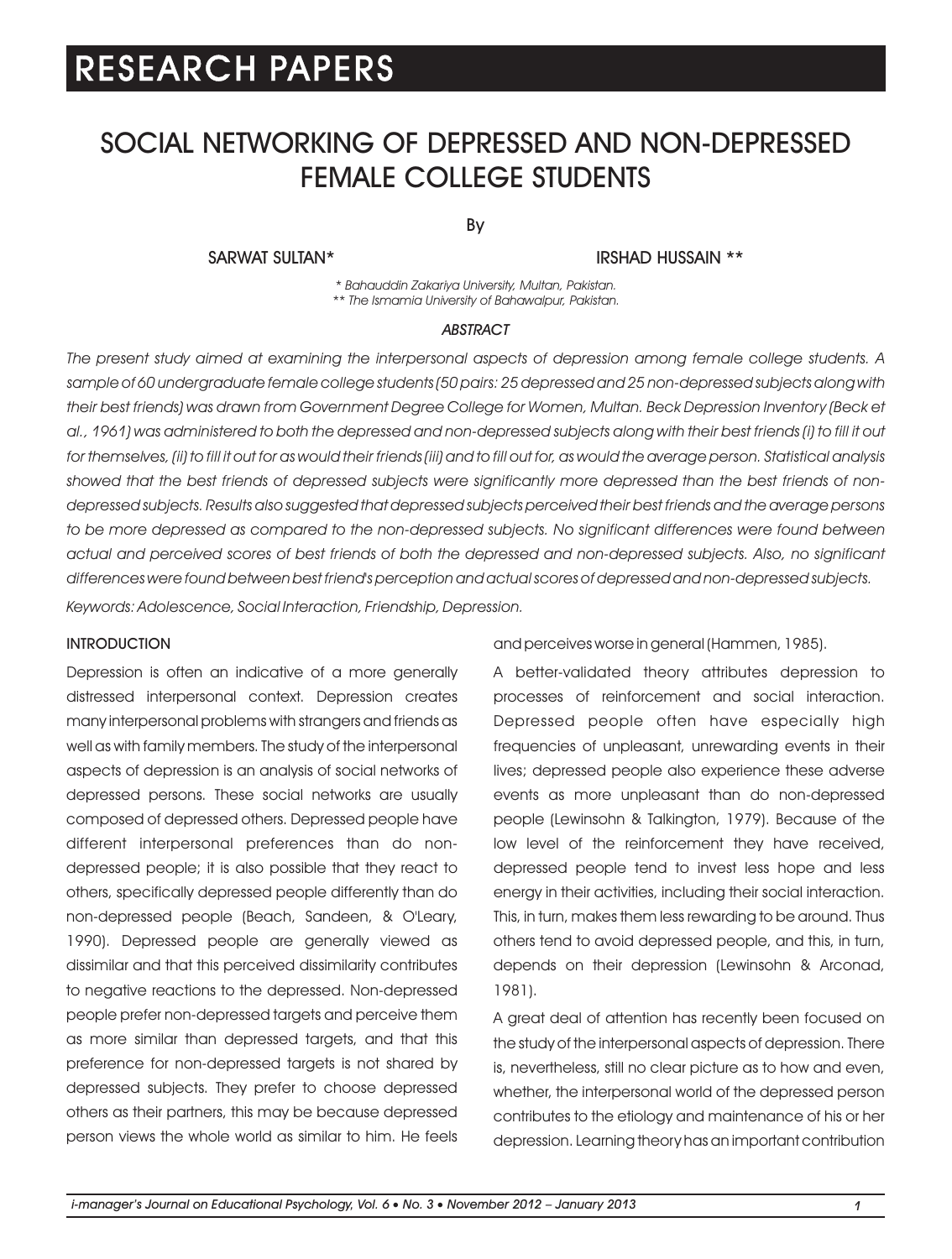# RESEARCH PAPERS

## SOCIAL NETWORKING OF DEPRESSED AND NON-DEPRESSED FEMALE COLLEGE STUDENTS

By

SARWAT SULTAN* IRSHAD HUSSAIN **

*\* Bahauddin Zakariya University, Multan, Pakistan.*
*\*\* The Ismamia University of Bahawalpur, Pakistan.*

### *ABSTRACT*

*The present study aimed at examining the interpersonal aspects of depression among female college students. A sample of 60 undergraduate female college students (50 pairs: 25 depressed and 25 non-depressed subjects along with their best friends) was drawn from Government Degree College for Women, Multan. Beck Depression Inventory (Beck et al., 1961) was administered to both the depressed and non-depressed subjects along with their best friends (i) to fill it out for themselves, (ii) to fill it out for as would their friends (iii) and to fill out for, as would the average person. Statistical analysis showed that the best friends of depressed subjects were significantly more depressed than the best friends of non-depressed subjects. Results also suggested that depressed subjects perceived their best friends and the average persons to be more depressed as compared to the non-depressed subjects. No significant differences were found between actual and perceived scores of best friends of both the depressed and non-depressed subjects. Also, no significant differences were found between best friend's perception and actual scores of depressed and non-depressed subjects.*

*Keywords: Adolescence, Social Interaction, Friendship, Depression.*

### INTRODUCTION

Depression is often an indicative of a more generally distressed interpersonal context. Depression creates many interpersonal problems with strangers and friends as well as with family members. The study of the interpersonal aspects of depression is an analysis of social networks of depressed persons. These social networks are usually composed of depressed others. Depressed people have different interpersonal preferences than do non-depressed people; it is also possible that they react to others, specifically depressed people differently than do non-depressed people (Beach, Sandeen, & O'Leary, 1990). Depressed people are generally viewed as dissimilar and that this perceived dissimilarity contributes to negative reactions to the depressed. Non-depressed people prefer non-depressed targets and perceive them as more similar than depressed targets, and that this preference for non-depressed targets is not shared by depressed subjects. They prefer to choose depressed others as their partners, this may be because depressed person views the whole world as similar to him. He feels and perceives worse in general (Hammen, 1985).

A better-validated theory attributes depression to processes of reinforcement and social interaction. Depressed people often have especially high frequencies of unpleasant, unrewarding events in their lives; depressed people also experience these adverse events as more unpleasant than do non-depressed people (Lewinsohn & Talkington, 1979). Because of the low level of the reinforcement they have received, depressed people tend to invest less hope and less energy in their activities, including their social interaction. This, in turn, makes them less rewarding to be around. Thus others tend to avoid depressed people, and this, in turn, depends on their depression (Lewinsohn & Arconad, 1981).

A great deal of attention has recently been focused on the study of the interpersonal aspects of depression. There is, nevertheless, still no clear picture as to how and even, whether, the interpersonal world of the depressed person contributes to the etiology and maintenance of his or her depression. Learning theory has an important contribution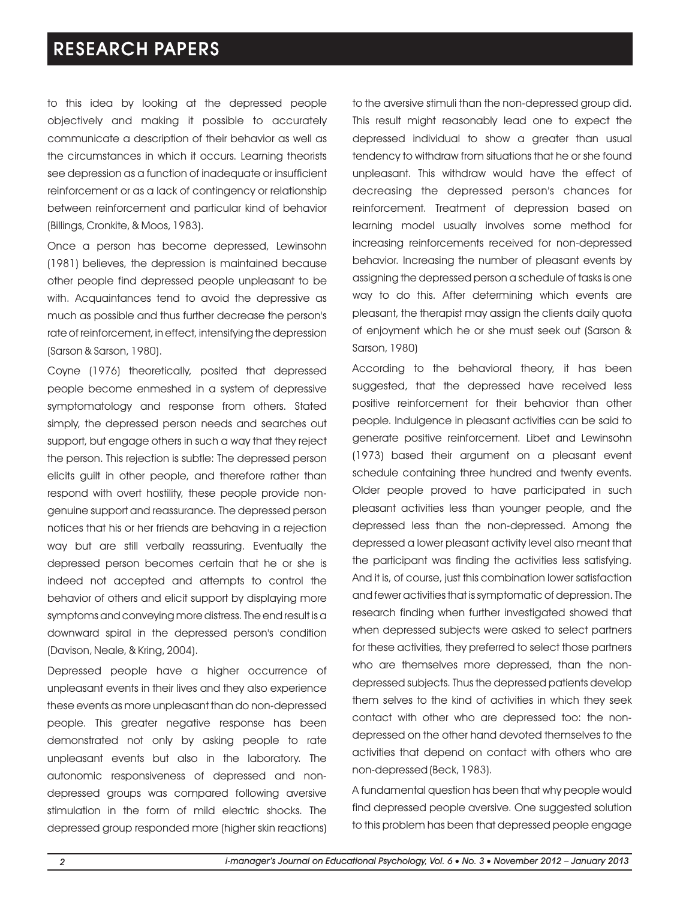to this idea by looking at the depressed people objectively and making it possible to accurately communicate a description of their behavior as well as the circumstances in which it occurs. Learning theorists see depression as a function of inadequate or insufficient reinforcement or as a lack of contingency or relationship between reinforcement and particular kind of behavior (Billings, Cronkite, & Moos, 1983).

Once a person has become depressed, Lewinsohn (1981) believes, the depression is maintained because other people find depressed people unpleasant to be with. Acquaintances tend to avoid the depressive as much as possible and thus further decrease the person's rate of reinforcement, in effect, intensifying the depression (Sarson & Sarson, 1980).

Coyne (1976) theoretically, posited that depressed people become enmeshed in a system of depressive symptomatology and response from others. Stated simply, the depressed person needs and searches out support, but engage others in such a way that they reject the person. This rejection is subtle: The depressed person elicits guilt in other people, and therefore rather than respond with overt hostility, these people provide non-genuine support and reassurance. The depressed person notices that his or her friends are behaving in a rejection way but are still verbally reassuring. Eventually the depressed person becomes certain that he or she is indeed not accepted and attempts to control the behavior of others and elicit support by displaying more symptoms and conveying more distress. The end result is a downward spiral in the depressed person's condition (Davison, Neale, & Kring, 2004).

Depressed people have a higher occurrence of unpleasant events in their lives and they also experience these events as more unpleasant than do non-depressed people. This greater negative response has been demonstrated not only by asking people to rate unpleasant events but also in the laboratory. The autonomic responsiveness of depressed and non-depressed groups was compared following aversive stimulation in the form of mild electric shocks. The depressed group responded more (higher skin reactions) to the aversive stimuli than the non-depressed group did. This result might reasonably lead one to expect the depressed individual to show a greater than usual tendency to withdraw from situations that he or she found unpleasant. This withdraw would have the effect of decreasing the depressed person's chances for reinforcement. Treatment of depression based on learning model usually involves some method for increasing reinforcements received for non-depressed behavior. Increasing the number of pleasant events by assigning the depressed person a schedule of tasks is one way to do this. After determining which events are pleasant, the therapist may assign the clients daily quota of enjoyment which he or she must seek out (Sarson & Sarson, 1980)

According to the behavioral theory, it has been suggested, that the depressed have received less positive reinforcement for their behavior than other people. Indulgence in pleasant activities can be said to generate positive reinforcement. Libet and Lewinsohn (1973) based their argument on a pleasant event schedule containing three hundred and twenty events. Older people proved to have participated in such pleasant activities less than younger people, and the depressed less than the non-depressed. Among the depressed a lower pleasant activity level also meant that the participant was finding the activities less satisfying. And it is, of course, just this combination lower satisfaction and fewer activities that is symptomatic of depression. The research finding when further investigated showed that when depressed subjects were asked to select partners for these activities, they preferred to select those partners who are themselves more depressed, than the non-depressed subjects. Thus the depressed patients develop them selves to the kind of activities in which they seek contact with other who are depressed too: the non-depressed on the other hand devoted themselves to the activities that depend on contact with others who are non-depressed (Beck, 1983).

A fundamental question has been that why people would find depressed people aversive. One suggested solution to this problem has been that depressed people engage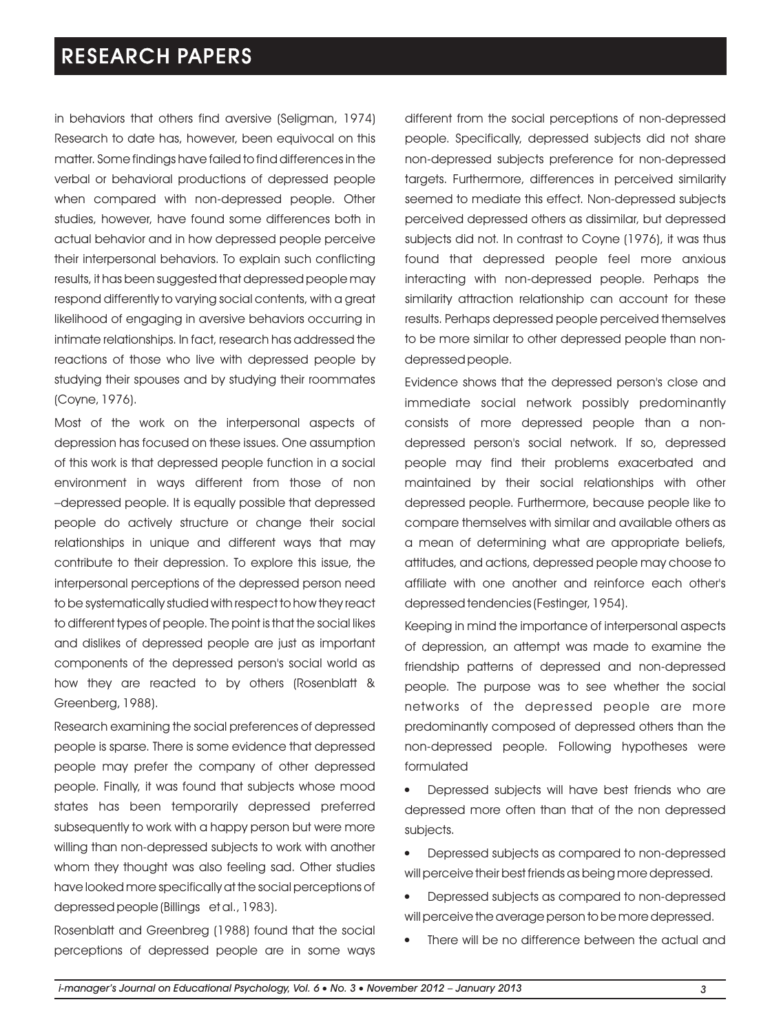in behaviors that others find aversive (Seligman, 1974) Research to date has, however, been equivocal on this matter. Some findings have failed to find differences in the verbal or behavioral productions of depressed people when compared with non-depressed people. Other studies, however, have found some differences both in actual behavior and in how depressed people perceive their interpersonal behaviors. To explain such conflicting results, it has been suggested that depressed people may respond differently to varying social contents, with a great likelihood of engaging in aversive behaviors occurring in intimate relationships. In fact, research has addressed the reactions of those who live with depressed people by studying their spouses and by studying their roommates (Coyne, 1976).

Most of the work on the interpersonal aspects of depression has focused on these issues. One assumption of this work is that depressed people function in a social environment in ways different from those of non –depressed people. It is equally possible that depressed people do actively structure or change their social relationships in unique and different ways that may contribute to their depression. To explore this issue, the interpersonal perceptions of the depressed person need to be systematically studied with respect to how they react to different types of people. The point is that the social likes and dislikes of depressed people are just as important components of the depressed person's social world as how they are reacted to by others (Rosenblatt & Greenberg, 1988).

Research examining the social preferences of depressed people is sparse. There is some evidence that depressed people may prefer the company of other depressed people. Finally, it was found that subjects whose mood states has been temporarily depressed preferred subsequently to work with a happy person but were more willing than non-depressed subjects to work with another whom they thought was also feeling sad. Other studies have looked more specifically at the social perceptions of depressed people (Billings et al., 1983).

Rosenblatt and Greenbreg (1988) found that the social perceptions of depressed people are in some ways different from the social perceptions of non-depressed people. Specifically, depressed subjects did not share non-depressed subjects preference for non-depressed targets. Furthermore, differences in perceived similarity seemed to mediate this effect. Non-depressed subjects perceived depressed others as dissimilar, but depressed subjects did not. In contrast to Coyne (1976), it was thus found that depressed people feel more anxious interacting with non-depressed people. Perhaps the similarity attraction relationship can account for these results. Perhaps depressed people perceived themselves to be more similar to other depressed people than non-depressed people.

Evidence shows that the depressed person's close and immediate social network possibly predominantly consists of more depressed people than a non-depressed person's social network. If so, depressed people may find their problems exacerbated and maintained by their social relationships with other depressed people. Furthermore, because people like to compare themselves with similar and available others as a mean of determining what are appropriate beliefs, attitudes, and actions, depressed people may choose to affiliate with one another and reinforce each other's depressed tendencies (Festinger, 1954).

Keeping in mind the importance of interpersonal aspects of depression, an attempt was made to examine the friendship patterns of depressed and non-depressed people. The purpose was to see whether the social networks of the depressed people are more predominantly composed of depressed others than the non-depressed people. Following hypotheses were formulated

- Depressed subjects will have best friends who are depressed more often than that of the non depressed subjects.
- Depressed subjects as compared to non-depressed will perceive their best friends as being more depressed.
- Depressed subjects as compared to non-depressed will perceive the average person to be more depressed.
- There will be no difference between the actual and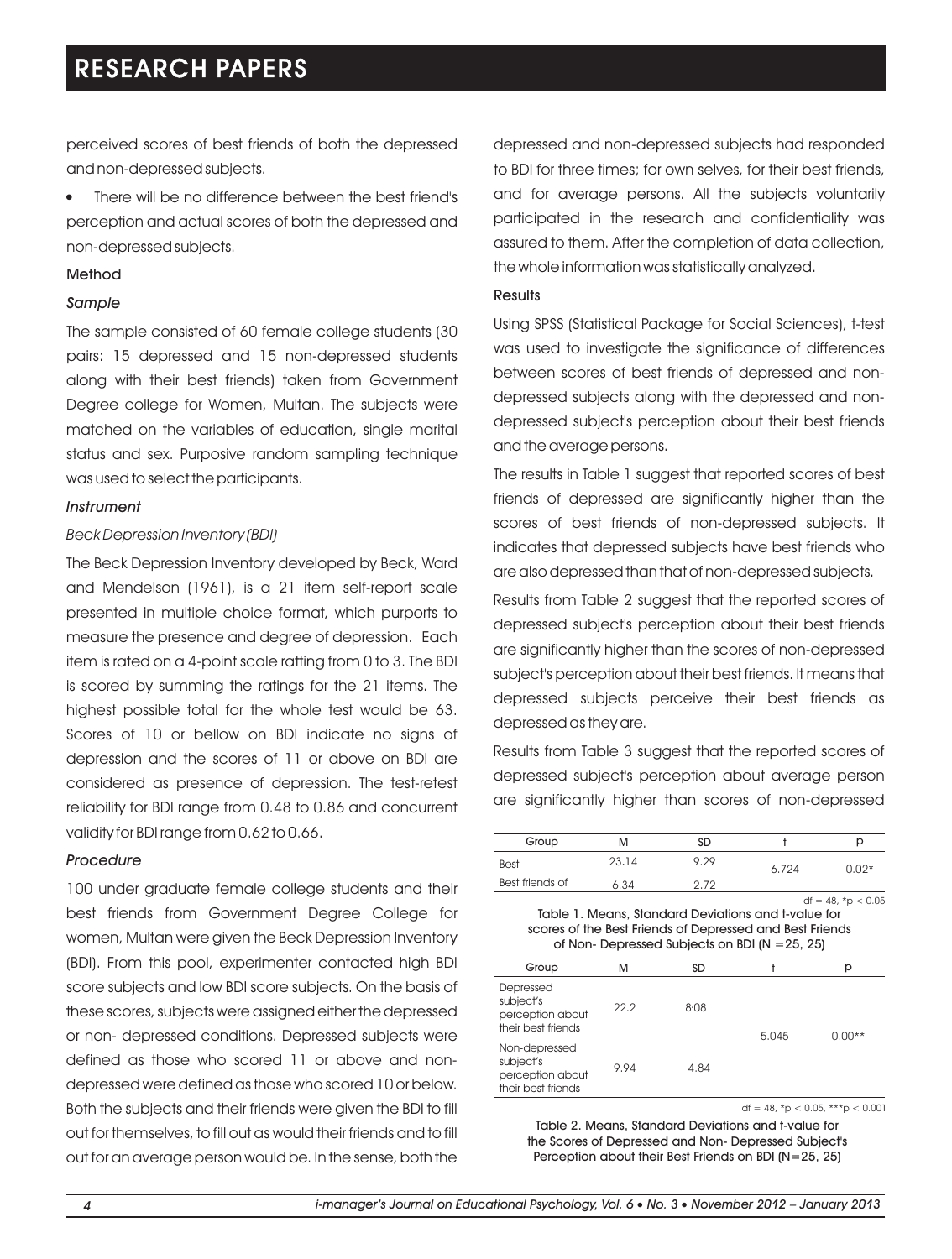perceived scores of best friends of both the depressed and non-depressed subjects.

- There will be no difference between the best friend's perception and actual scores of both the depressed and non-depressed subjects.

### Method

#### *Sample*

The sample consisted of 60 female college students (30 pairs: 15 depressed and 15 non-depressed students along with their best friends) taken from Government Degree college for Women, Multan. The subjects were matched on the variables of education, single marital status and sex. Purposive random sampling technique was used to select the participants.

#### *Instrument*

*Beck Depression Inventory (BDI)*

The Beck Depression Inventory developed by Beck, Ward and Mendelson (1961), is a 21 item self-report scale presented in multiple choice format, which purports to measure the presence and degree of depression. Each item is rated on a 4-point scale ratting from 0 to 3. The BDI is scored by summing the ratings for the 21 items. The highest possible total for the whole test would be 63. Scores of 10 or bellow on BDI indicate no signs of depression and the scores of 11 or above on BDI are considered as presence of depression. The test-retest reliability for BDI range from 0.48 to 0.86 and concurrent validity for BDI range from 0.62 to 0.66.

#### *Procedure*

100 under graduate female college students and their best friends from Government Degree College for women, Multan were given the Beck Depression Inventory (BDI). From this pool, experimenter contacted high BDI score subjects and low BDI score subjects. On the basis of these scores, subjects were assigned either the depressed or non- depressed conditions. Depressed subjects were defined as those who scored 11 or above and non-depressed were defined as those who scored 10 or below. Both the subjects and their friends were given the BDI to fill out for themselves, to fill out as would their friends and to fill out for an average person would be. In the sense, both the depressed and non-depressed subjects had responded to BDI for three times; for own selves, for their best friends, and for average persons. All the subjects voluntarily participated in the research and confidentiality was assured to them. After the completion of data collection, the whole information was statistically analyzed.

### Results

Using SPSS (Statistical Package for Social Sciences), t-test was used to investigate the significance of differences between scores of best friends of depressed and non-depressed subjects along with the depressed and non-depressed subject's perception about their best friends and the average persons.

The results in Table 1 suggest that reported scores of best friends of depressed are significantly higher than the scores of best friends of non-depressed subjects. It indicates that depressed subjects have best friends who are also depressed than that of non-depressed subjects.

Results from Table 2 suggest that the reported scores of depressed subject's perception about their best friends are significantly higher than the scores of non-depressed subject's perception about their best friends. It means that depressed subjects perceive their best friends as depressed as they are.

Results from Table 3 suggest that the reported scores of depressed subject's perception about average person are significantly higher than scores of non-depressed

| Group | M | SD | t | p |
|---|---|---|---|---|
| Best | 23.14 | 9.29 | 6.724 | 0.02* |
| Best friends of | 6.34 | 2.72 | | |

$df = 48$, $*p < 0.05$

Table 1. Means, Standard Deviations and t-value for scores of the Best Friends of Depressed and Best Friends of Non- Depressed Subjects on BDI (N = 25, 25)

| Group | M | SD | t | p |
|---|---|---|---|---|
| Depressed subject's perception about their best friends | 22.2 | 8.08 | 5.045 | 0.00** |
| Non-depressed subject's perception about their best friends | 9.94 | 4.84 | | |

$df = 48$, $*p < 0.05$, $***p < 0.001$

Table 2. Means, Standard Deviations and t-value for the Scores of Depressed and Non- Depressed Subject's Perception about their Best Friends on BDI (N=25, 25)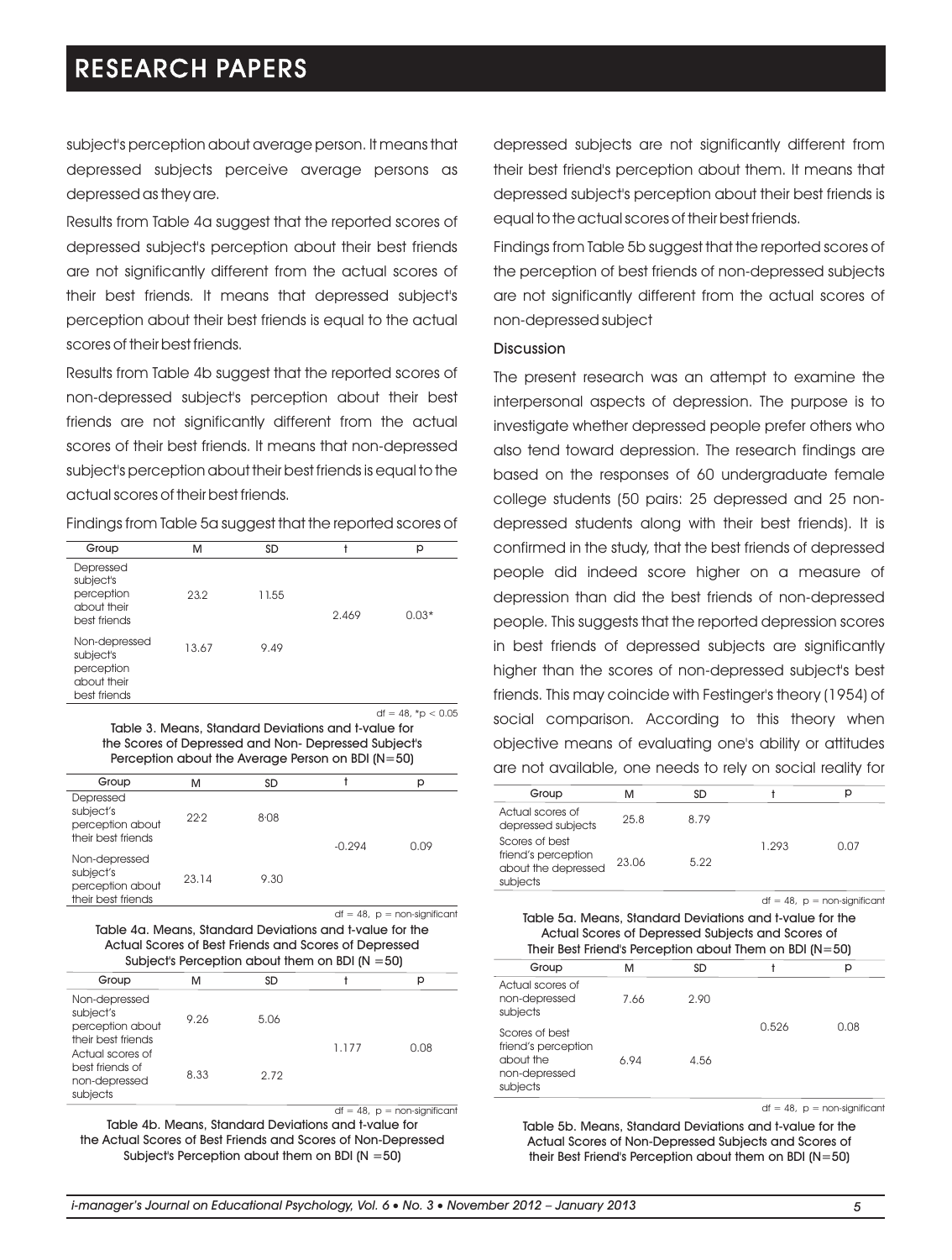subject's perception about average person. It means that depressed subjects perceive average persons as depressed as they are.

Results from Table 4a suggest that the reported scores of depressed subject's perception about their best friends are not significantly different from the actual scores of their best friends. It means that depressed subject's perception about their best friends is equal to the actual scores of their best friends.

Results from Table 4b suggest that the reported scores of non-depressed subject's perception about their best friends are not significantly different from the actual scores of their best friends. It means that non-depressed subject's perception about their best friends is equal to the actual scores of their best friends.

Findings from Table 5a suggest that the reported scores of depressed subjects are not significantly different from their best friend's perception about them. It means that depressed subject's perception about their best friends is equal to the actual scores of their best friends.

Findings from Table 5b suggest that the reported scores of the perception of best friends of non-depressed subjects are not significantly different from the actual scores of non-depressed subject

| Group | M | SD | t | p |
|---|---|---|---|---|
| Depressed subject's perception about their best friends | 23.2 | 11.55 | 2.469 | 0.03* |
| Non-depressed subject's perception about their best friends | 13.67 | 9.49 | | |

df = 48, *$p < 0.05$

Table 3. Means, Standard Deviations and t-value for the Scores of Depressed and Non- Depressed Subject's Perception about the Average Person on BDI (N=50)

| Group | M | SD | t | p |
|---|---|---|---|---|
| Depressed subject's perception about their best friends | 22.2 | 8.08 | -0.294 | 0.09 |
| Non-depressed subject's perception about their best friends | 23.14 | 9.30 | | |

df = 48, p = non-significant

Table 4a. Means, Standard Deviations and t-value for the Actual Scores of Best Friends and Scores of Depressed Subject's Perception about them on BDI (N =50)

| Group | M | SD | t | p |
|---|---|---|---|---|
| Non-depressed subject's perception about their best friends | 9.26 | 5.06 | 1.177 | 0.08 |
| Actual scores of best friends of non-depressed subjects | 8.33 | 2.72 | | |

df = 48, p = non-significant

Table 4b. Means, Standard Deviations and t-value for the Actual Scores of Best Friends and Scores of Non-Depressed Subject's Perception about them on BDI (N =50)

### Discussion

The present research was an attempt to examine the interpersonal aspects of depression. The purpose is to investigate whether depressed people prefer others who also tend toward depression. The research findings are based on the responses of 60 undergraduate female college students (50 pairs: 25 depressed and 25 non-depressed students along with their best friends). It is confirmed in the study, that the best friends of depressed people did indeed score higher on a measure of depression than did the best friends of non-depressed people. This suggests that the reported depression scores in best friends of depressed subjects are significantly higher than the scores of non-depressed subject's best friends. This may coincide with Festinger's theory (1954) of social comparison. According to this theory when objective means of evaluating one's ability or attitudes are not available, one needs to rely on social reality for

| Group | M | SD | t | p |
|---|---|---|---|---|
| Actual scores of depressed subjects | 25.8 | 8.79 | 1.293 | 0.07 |
| Scores of best friend's perception about the depressed subjects | 23.06 | 5.22 | | |

df = 48, p = non-significant

Table 5a. Means, Standard Deviations and t-value for the Actual Scores of Depressed Subjects and Scores of Their Best Friend's Perception about Them on BDI (N=50)

| Group | M | SD | t | p |
|---|---|---|---|---|
| Actual scores of non-depressed subjects | 7.66 | 2.90 | 0.526 | 0.08 |
| Scores of best friend's perception about the non-depressed subjects | 6.94 | 4.56 | | |

df = 48, p = non-significant

Table 5b. Means, Standard Deviations and t-value for the Actual Scores of Non-Depressed Subjects and Scores of their Best Friend's Perception about them on BDI (N=50)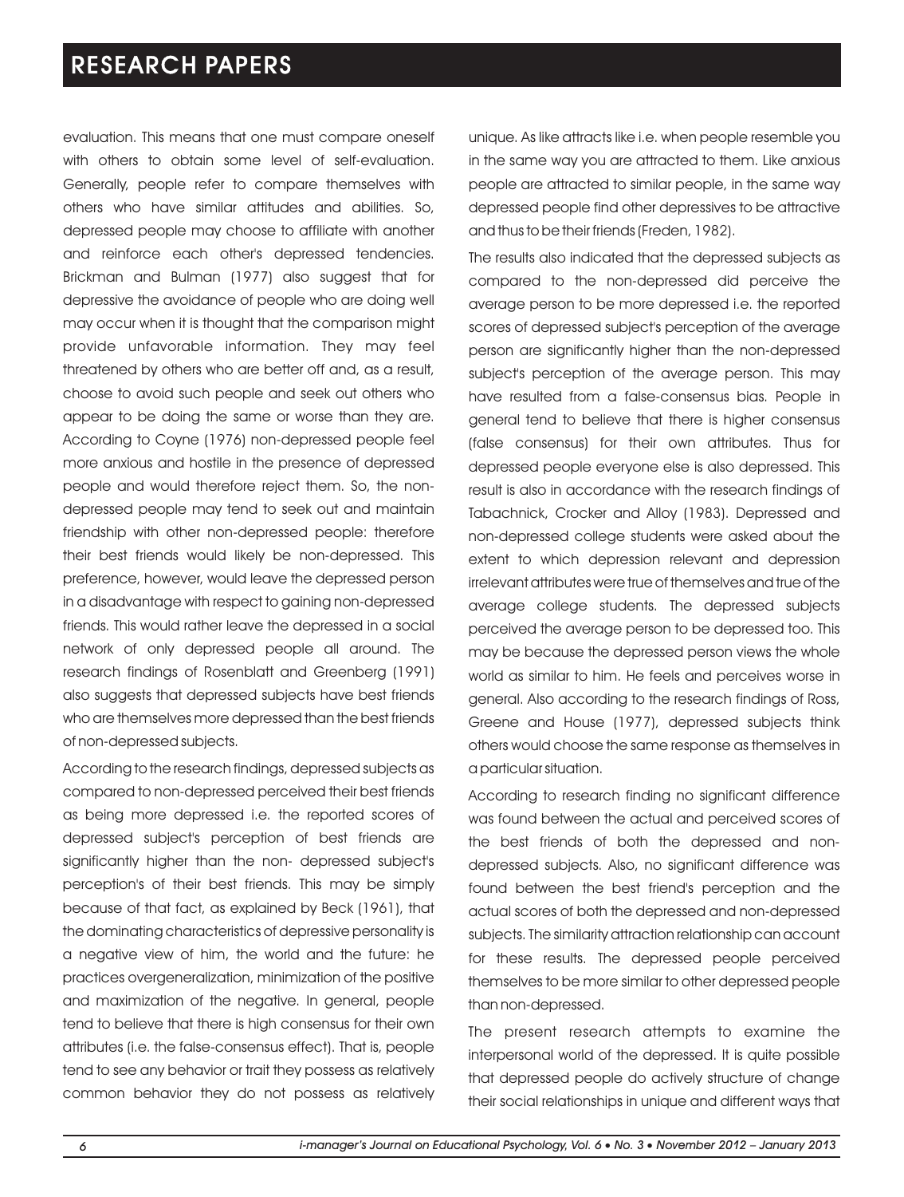evaluation. This means that one must compare oneself with others to obtain some level of self-evaluation. Generally, people refer to compare themselves with others who have similar attitudes and abilities. So, depressed people may choose to affiliate with another and reinforce each other's depressed tendencies. Brickman and Bulman (1977) also suggest that for depressive the avoidance of people who are doing well may occur when it is thought that the comparison might provide unfavorable information. They may feel threatened by others who are better off and, as a result, choose to avoid such people and seek out others who appear to be doing the same or worse than they are. According to Coyne (1976) non-depressed people feel more anxious and hostile in the presence of depressed people and would therefore reject them. So, the non-depressed people may tend to seek out and maintain friendship with other non-depressed people: therefore their best friends would likely be non-depressed. This preference, however, would leave the depressed person in a disadvantage with respect to gaining non-depressed friends. This would rather leave the depressed in a social network of only depressed people all around. The research findings of Rosenblatt and Greenberg (1991) also suggests that depressed subjects have best friends who are themselves more depressed than the best friends of non-depressed subjects.

According to the research findings, depressed subjects as compared to non-depressed perceived their best friends as being more depressed i.e. the reported scores of depressed subject's perception of best friends are significantly higher than the non- depressed subject's perception's of their best friends. This may be simply because of that fact, as explained by Beck (1961), that the dominating characteristics of depressive personality is a negative view of him, the world and the future: he practices overgeneralization, minimization of the positive and maximization of the negative. In general, people tend to believe that there is high consensus for their own attributes (i.e. the false-consensus effect). That is, people tend to see any behavior or trait they possess as relatively common behavior they do not possess as relatively unique. As like attracts like i.e. when people resemble you in the same way you are attracted to them. Like anxious people are attracted to similar people, in the same way depressed people find other depressives to be attractive and thus to be their friends (Freden, 1982).

The results also indicated that the depressed subjects as compared to the non-depressed did perceive the average person to be more depressed i.e. the reported scores of depressed subject's perception of the average person are significantly higher than the non-depressed subject's perception of the average person. This may have resulted from a false-consensus bias. People in general tend to believe that there is higher consensus (false consensus) for their own attributes. Thus for depressed people everyone else is also depressed. This result is also in accordance with the research findings of Tabachnick, Crocker and Alloy (1983). Depressed and non-depressed college students were asked about the extent to which depression relevant and depression irrelevant attributes were true of themselves and true of the average college students. The depressed subjects perceived the average person to be depressed too. This may be because the depressed person views the whole world as similar to him. He feels and perceives worse in general. Also according to the research findings of Ross, Greene and House (1977), depressed subjects think others would choose the same response as themselves in a particular situation.

According to research finding no significant difference was found between the actual and perceived scores of the best friends of both the depressed and non-depressed subjects. Also, no significant difference was found between the best friend's perception and the actual scores of both the depressed and non-depressed subjects. The similarity attraction relationship can account for these results. The depressed people perceived themselves to be more similar to other depressed people than non-depressed.

The present research attempts to examine the interpersonal world of the depressed. It is quite possible that depressed people do actively structure of change their social relationships in unique and different ways that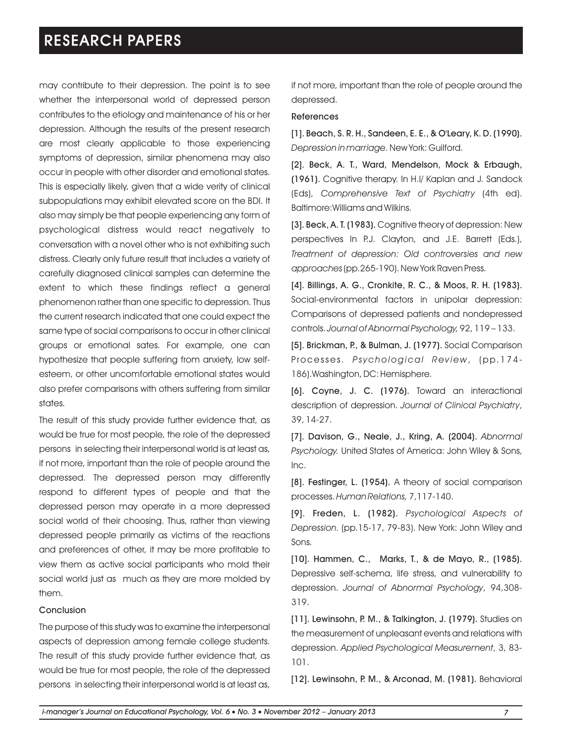may contribute to their depression. The point is to see whether the interpersonal world of depressed person contributes to the etiology and maintenance of his or her depression. Although the results of the present research are most clearly applicable to those experiencing symptoms of depression, similar phenomena may also occur in people with other disorder and emotional states. This is especially likely, given that a wide verity of clinical subpopulations may exhibit elevated score on the BDI. It also may simply be that people experiencing any form of psychological distress would react negatively to conversation with a novel other who is not exhibiting such distress. Clearly only future result that includes a variety of carefully diagnosed clinical samples can determine the extent to which these findings reflect a general phenomenon rather than one specific to depression. Thus the current research indicated that one could expect the same type of social comparisons to occur in other clinical groups or emotional sates. For example, one can hypothesize that people suffering from anxiety, low self-esteem, or other uncomfortable emotional states would also prefer comparisons with others suffering from similar states.

The result of this study provide further evidence that, as would be true for most people, the role of the depressed persons in selecting their interpersonal world is at least as, if not more, important than the role of people around the depressed. The depressed person may differently respond to different types of people and that the depressed person may operate in a more depressed social world of their choosing. Thus, rather than viewing depressed people primarily as victims of the reactions and preferences of other, it may be more profitable to view them as active social participants who mold their social world just as much as they are more molded by them.

## Conclusion

The purpose of this study was to examine the interpersonal aspects of depression among female college students. The result of this study provide further evidence that, as would be true for most people, the role of the depressed persons in selecting their interpersonal world is at least as, if not more, important than the role of people around the depressed.

## References

**[1]. Beach, S. R. H., Sandeen, E. E., & O'Leary, K. D. (1990).** *Depression in marriage*. New York: Guilford.

**[2]. Beck, A. T., Ward, Mendelson, Mock & Erbaugh, (1961).** Cognitive therapy. In H.I/ Kaplan and J. Sandock (Eds), *Comprehensive Text of Psychiatry* (4th ed). Baltimore:Williams and Wilkins.

**[3]. Beck, A. T. (1983).** Cognitive theory of depression: New perspectives In P.J. Clayton, and J.E. Barrett (Eds.), *Treatment of depression: Old controversies and new approaches* (pp.265-190). New York Raven Press.

**[4]. Billings, A. G., Cronkite, R. C., & Moos, R. H. (1983).** Social-environmental factors in unipolar depression: Comparisons of depressed patients and nondepressed controls. *Journal of Abnormal Psychology,* 92, 119 – 133.

**[5]. Brickman, P., & Bulman, J. (1977).** Social Comparison Processes. *Psychological Review*, (pp.174-186).Washington, DC: Hemisphere.

**[6]. Coyne, J. C. (1976).** Toward an interactional description of depression. *Journal of Clinical Psychiatry*, 39, 14-27.

**[7]. Davison, G., Neale, J., Kring, A. (2004).** *Abnormal Psychology.* United States of America: John Wiley & Sons, Inc.

**[8]. Festinger, L. (1954).** A theory of social comparison processes. *Human Relations,* 7,117-140.

**[9]. Freden, L. (1982).** *Psychological Aspects of Depression.* (pp.15-17, 79-83). New York: John Wiley and Sons.

**[10]. Hammen, C., Marks, T., & de Mayo, R., (1985).** Depressive self-schema, life stress, and vulnerability to depression. *Journal of Abnormal Psychology*, 94,308-319.

**[11]. Lewinsohn, P. M., & Talkington, J. (1979).** Studies on the measurement of unpleasant events and relations with depression. *Applied Psychological Measurement*, 3, 83-101.

**[12]. Lewinsohn, P. M., & Arconad, M. (1981).** Behavioral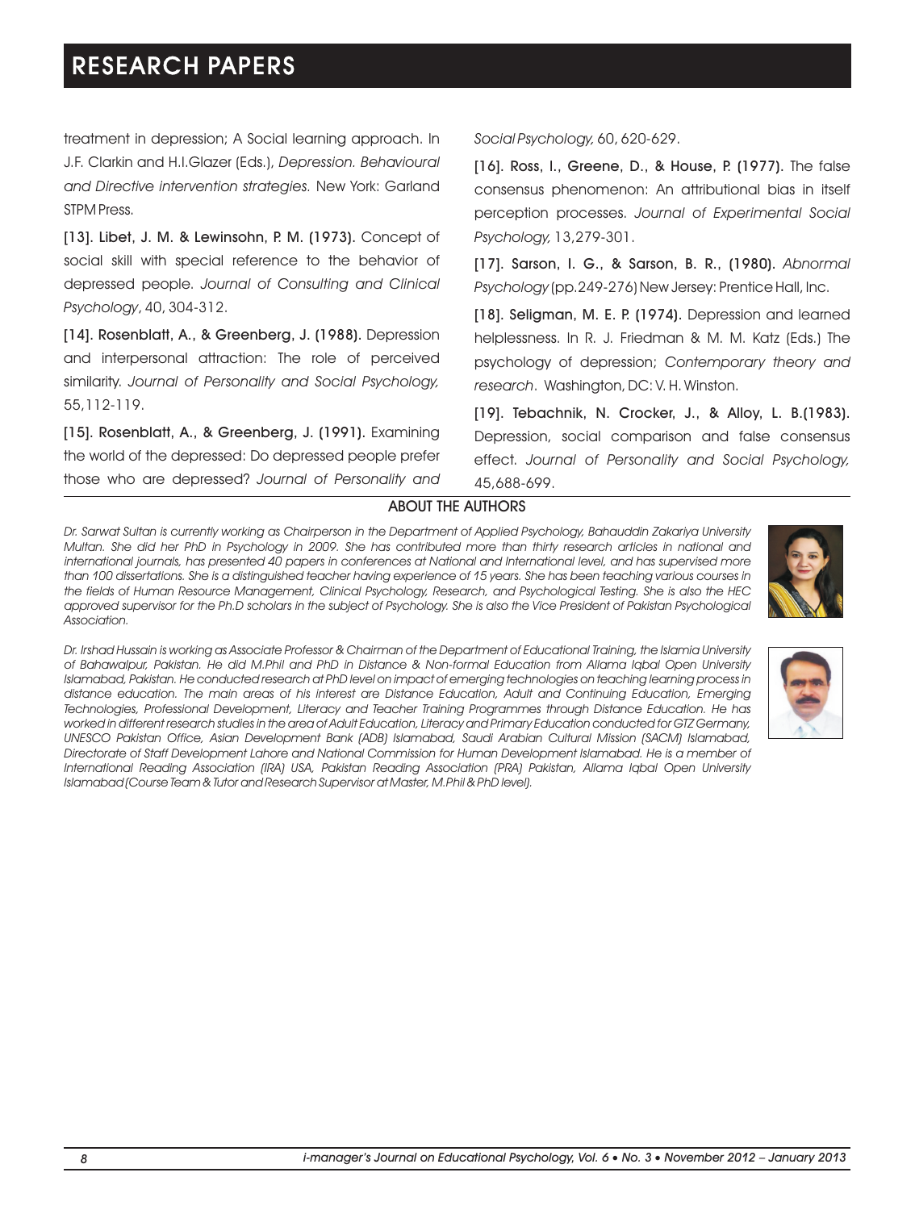treatment in depression; A Social learning approach. In J.F. Clarkin and H.I.Glazer (Eds.), *Depression. Behavioural and Directive intervention strategies.* New York: Garland STPM Press.

**[13]. Libet, J. M. & Lewinsohn, P. M. (1973).** Concept of social skill with special reference to the behavior of depressed people. *Journal of Consulting and Clinical Psychology*, 40, 304-312.

**[14]. Rosenblatt, A., & Greenberg, J. (1988).** Depression and interpersonal attraction: The role of perceived similarity. *Journal of Personality and Social Psychology,* 55,112-119.

**[15]. Rosenblatt, A., & Greenberg, J. (1991).** Examining the world of the depressed: Do depressed people prefer those who are depressed? *Journal of Personality and Social Psychology,* 60, 620-629.

**[16]. Ross, I., Greene, D., & House, P. (1977).** The false consensus phenomenon: An attributional bias in itself perception processes. *Journal of Experimental Social Psychology,* 13,279-301.

**[17]. Sarson, I. G., & Sarson, B. R., (1980).** *Abnormal Psychology* (pp.249-276) New Jersey: Prentice Hall, Inc.

**[18]. Seligman, M. E. P. (1974).** Depression and learned helplessness. In R. J. Friedman & M. M. Katz (Eds.) The psychology of depression; *Contemporary theory and research*. Washington, DC: V. H. Winston.

**[19]. Tebachnik, N. Crocker, J., & Alloy, L. B.(1983).** Depression, social comparison and false consensus effect. *Journal of Personality and Social Psychology,* 45,688-699.

## ABOUT THE AUTHORS

*Dr. Sarwat Sultan is currently working as Chairperson in the Department of Applied Psychology, Bahauddin Zakariya University Multan. She did her PhD in Psychology in 2009. She has contributed more than thirty research articles in national and international journals, has presented 40 papers in conferences at National and International level, and has supervised more than 100 dissertations. She is a distinguished teacher having experience of 15 years. She has been teaching various courses in the fields of Human Resource Management, Clinical Psychology, Research, and Psychological Testing. She is also the HEC approved supervisor for the Ph.D scholars in the subject of Psychology. She is also the Vice President of Pakistan Psychological Association.*

*Dr. Irshad Hussain is working as Associate Professor & Chairman of the Department of Educational Training, the Islamia University of Bahawalpur, Pakistan. He did M.Phil and PhD in Distance & Non-formal Education from Allama Iqbal Open University Islamabad, Pakistan. He conducted research at PhD level on impact of emerging technologies on teaching learning process in distance education. The main areas of his interest are Distance Education, Adult and Continuing Education, Emerging Technologies, Professional Development, Literacy and Teacher Training Programmes through Distance Education. He has worked in different research studies in the area of Adult Education, Literacy and Primary Education conducted for GTZ Germany, UNESCO Pakistan Office, Asian Development Bank (ADB) Islamabad, Saudi Arabian Cultural Mission (SACM) Islamabad, Directorate of Staff Development Lahore and National Commission for Human Development Islamabad. He is a member of International Reading Association (IRA) USA, Pakistan Reading Association (PRA) Pakistan, Allama Iqbal Open University Islamabad (Course Team & Tutor and Research Supervisor at Master, M.Phil & PhD level).*